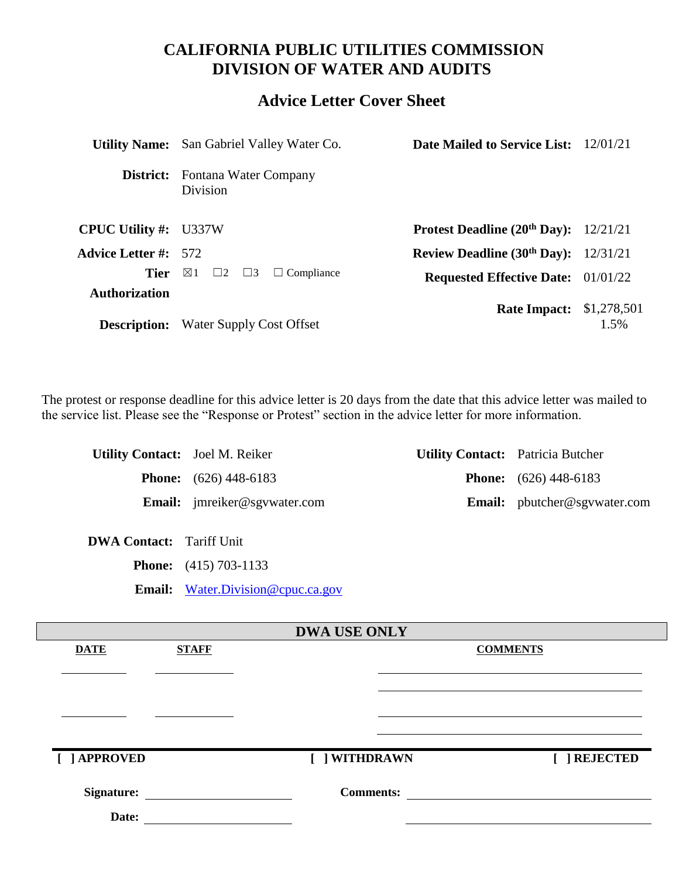# CALIFORNIA PUBLIC UTILITIES COMMISSION
# DIVISION OF WATER AND AUDITS

## Advice Letter Cover Sheet

| | | | |
|---|---|---|---|
| **Utility Name:** | San Gabriel Valley Water Co. | **Date Mailed to Service List:** | 12/01/21 |
| **District:** | Fontana Water Company Division | | |
| **CPUC Utility #:** | U337W | **Protest Deadline (20th Day):** | 12/21/21 |
| **Advice Letter #:** | 572 | **Review Deadline (30th Day):** | 12/31/21 |
| **Tier** | ☒1 ☐2 ☐3 ☐ Compliance | **Requested Effective Date:** | 01/01/22 |
| **Authorization** | | **Rate Impact:** | $1,278,501 1.5% |
| **Description:** | Water Supply Cost Offset | | |

The protest or response deadline for this advice letter is 20 days from the date that this advice letter was mailed to the service list. Please see the "Response or Protest" section in the advice letter for more information.

| | | | |
|---|---|---|---|
| **Utility Contact:** | Joel M. Reiker | **Utility Contact:** | Patricia Butcher |
| **Phone:** | (626) 448-6183 | **Phone:** | (626) 448-6183 |
| **Email:** | jmreiker@sgvwater.com | **Email:** | pbutcher@sgvwater.com |

**DWA Contact:** Tariff Unit

**Phone:** (415) 703-1133

**Email:** Water.Division@cpuc.ca.gov

| DWA USE ONLY | | |
|---|---|---|
| **DATE** | **STAFF** | **COMMENTS** |
| | | |
| | | |

[ ] APPROVED　　　　[ ] WITHDRAWN　　　　[ ] REJECTED

**Signature:** ____________________　　**Comments:** ____________________

**Date:** ____________________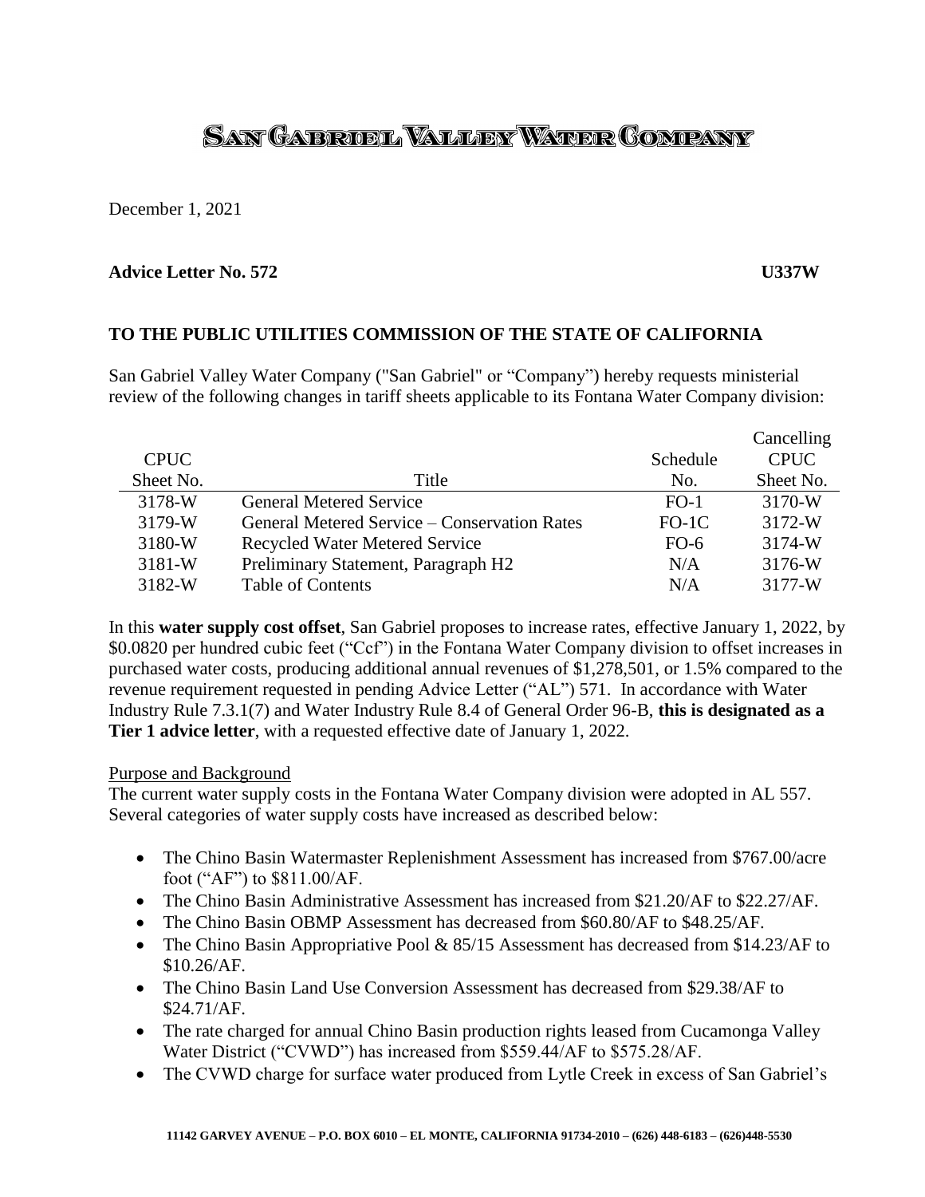# SAN GABRIEL VALLEY WATER COMPANY

December 1, 2021

**Advice Letter No. 572** **U337W**

**TO THE PUBLIC UTILITIES COMMISSION OF THE STATE OF CALIFORNIA**

San Gabriel Valley Water Company ("San Gabriel" or "Company") hereby requests ministerial review of the following changes in tariff sheets applicable to its Fontana Water Company division:

| CPUC Sheet No. | Title | Schedule No. | Cancelling CPUC Sheet No. |
|---|---|---|---|
| 3178-W | General Metered Service | FO-1 | 3170-W |
| 3179-W | General Metered Service – Conservation Rates | FO-1C | 3172-W |
| 3180-W | Recycled Water Metered Service | FO-6 | 3174-W |
| 3181-W | Preliminary Statement, Paragraph H2 | N/A | 3176-W |
| 3182-W | Table of Contents | N/A | 3177-W |

In this **water supply cost offset**, San Gabriel proposes to increase rates, effective January 1, 2022, by $0.0820 per hundred cubic feet ("Ccf") in the Fontana Water Company division to offset increases in purchased water costs, producing additional annual revenues of $1,278,501, or 1.5% compared to the revenue requirement requested in pending Advice Letter ("AL") 571. In accordance with Water Industry Rule 7.3.1(7) and Water Industry Rule 8.4 of General Order 96-B, **this is designated as a Tier 1 advice letter**, with a requested effective date of January 1, 2022.

Purpose and Background

The current water supply costs in the Fontana Water Company division were adopted in AL 557. Several categories of water supply costs have increased as described below:

- The Chino Basin Watermaster Replenishment Assessment has increased from $767.00/acre foot ("AF") to $811.00/AF.
- The Chino Basin Administrative Assessment has increased from $21.20/AF to $22.27/AF.
- The Chino Basin OBMP Assessment has decreased from $60.80/AF to $48.25/AF.
- The Chino Basin Appropriative Pool & 85/15 Assessment has decreased from $14.23/AF to $10.26/AF.
- The Chino Basin Land Use Conversion Assessment has decreased from $29.38/AF to $24.71/AF.
- The rate charged for annual Chino Basin production rights leased from Cucamonga Valley Water District ("CVWD") has increased from $559.44/AF to $575.28/AF.
- The CVWD charge for surface water produced from Lytle Creek in excess of San Gabriel's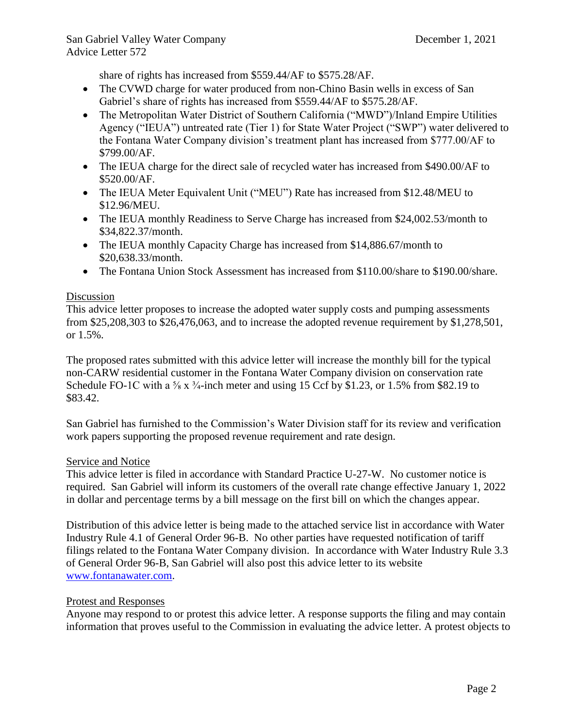share of rights has increased from $559.44/AF to $575.28/AF.

- The CVWD charge for water produced from non-Chino Basin wells in excess of San Gabriel's share of rights has increased from $559.44/AF to $575.28/AF.
- The Metropolitan Water District of Southern California ("MWD")/Inland Empire Utilities Agency ("IEUA") untreated rate (Tier 1) for State Water Project ("SWP") water delivered to the Fontana Water Company division's treatment plant has increased from $777.00/AF to $799.00/AF.
- The IEUA charge for the direct sale of recycled water has increased from $490.00/AF to $520.00/AF.
- The IEUA Meter Equivalent Unit ("MEU") Rate has increased from $12.48/MEU to $12.96/MEU.
- The IEUA monthly Readiness to Serve Charge has increased from $24,002.53/month to $34,822.37/month.
- The IEUA monthly Capacity Charge has increased from $14,886.67/month to $20,638.33/month.
- The Fontana Union Stock Assessment has increased from $110.00/share to $190.00/share.

Discussion

This advice letter proposes to increase the adopted water supply costs and pumping assessments from $25,208,303 to $26,476,063, and to increase the adopted revenue requirement by $1,278,501, or 1.5%.

The proposed rates submitted with this advice letter will increase the monthly bill for the typical non-CARW residential customer in the Fontana Water Company division on conservation rate Schedule FO-1C with a ⅝ x ¾-inch meter and using 15 Ccf by $1.23, or 1.5% from $82.19 to $83.42.

San Gabriel has furnished to the Commission's Water Division staff for its review and verification work papers supporting the proposed revenue requirement and rate design.

Service and Notice

This advice letter is filed in accordance with Standard Practice U-27-W. No customer notice is required. San Gabriel will inform its customers of the overall rate change effective January 1, 2022 in dollar and percentage terms by a bill message on the first bill on which the changes appear.

Distribution of this advice letter is being made to the attached service list in accordance with Water Industry Rule 4.1 of General Order 96-B. No other parties have requested notification of tariff filings related to the Fontana Water Company division. In accordance with Water Industry Rule 3.3 of General Order 96-B, San Gabriel will also post this advice letter to its website www.fontanawater.com.

Protest and Responses

Anyone may respond to or protest this advice letter. A response supports the filing and may contain information that proves useful to the Commission in evaluating the advice letter. A protest objects to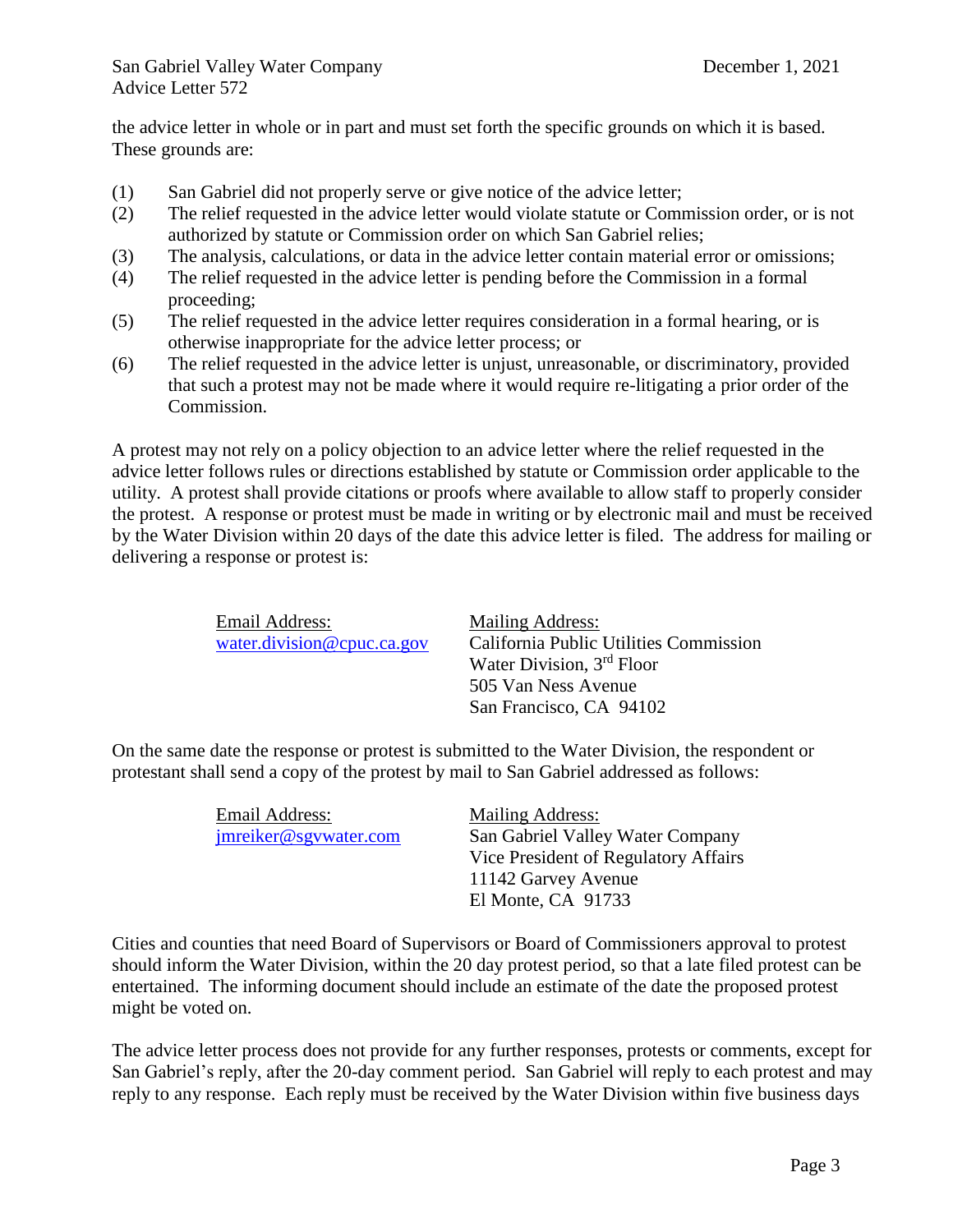the advice letter in whole or in part and must set forth the specific grounds on which it is based. These grounds are:

(1) San Gabriel did not properly serve or give notice of the advice letter;
(2) The relief requested in the advice letter would violate statute or Commission order, or is not authorized by statute or Commission order on which San Gabriel relies;
(3) The analysis, calculations, or data in the advice letter contain material error or omissions;
(4) The relief requested in the advice letter is pending before the Commission in a formal proceeding;
(5) The relief requested in the advice letter requires consideration in a formal hearing, or is otherwise inappropriate for the advice letter process; or
(6) The relief requested in the advice letter is unjust, unreasonable, or discriminatory, provided that such a protest may not be made where it would require re-litigating a prior order of the Commission.

A protest may not rely on a policy objection to an advice letter where the relief requested in the advice letter follows rules or directions established by statute or Commission order applicable to the utility. A protest shall provide citations or proofs where available to allow staff to properly consider the protest. A response or protest must be made in writing or by electronic mail and must be received by the Water Division within 20 days of the date this advice letter is filed. The address for mailing or delivering a response or protest is:

Email Address:
water.division@cpuc.ca.gov

Mailing Address:
California Public Utilities Commission
Water Division, 3rd Floor
505 Van Ness Avenue
San Francisco, CA 94102

On the same date the response or protest is submitted to the Water Division, the respondent or protestant shall send a copy of the protest by mail to San Gabriel addressed as follows:

Email Address:
jmreiker@sgvwater.com

Mailing Address:
San Gabriel Valley Water Company
Vice President of Regulatory Affairs
11142 Garvey Avenue
El Monte, CA 91733

Cities and counties that need Board of Supervisors or Board of Commissioners approval to protest should inform the Water Division, within the 20 day protest period, so that a late filed protest can be entertained. The informing document should include an estimate of the date the proposed protest might be voted on.

The advice letter process does not provide for any further responses, protests or comments, except for San Gabriel's reply, after the 20-day comment period. San Gabriel will reply to each protest and may reply to any response. Each reply must be received by the Water Division within five business days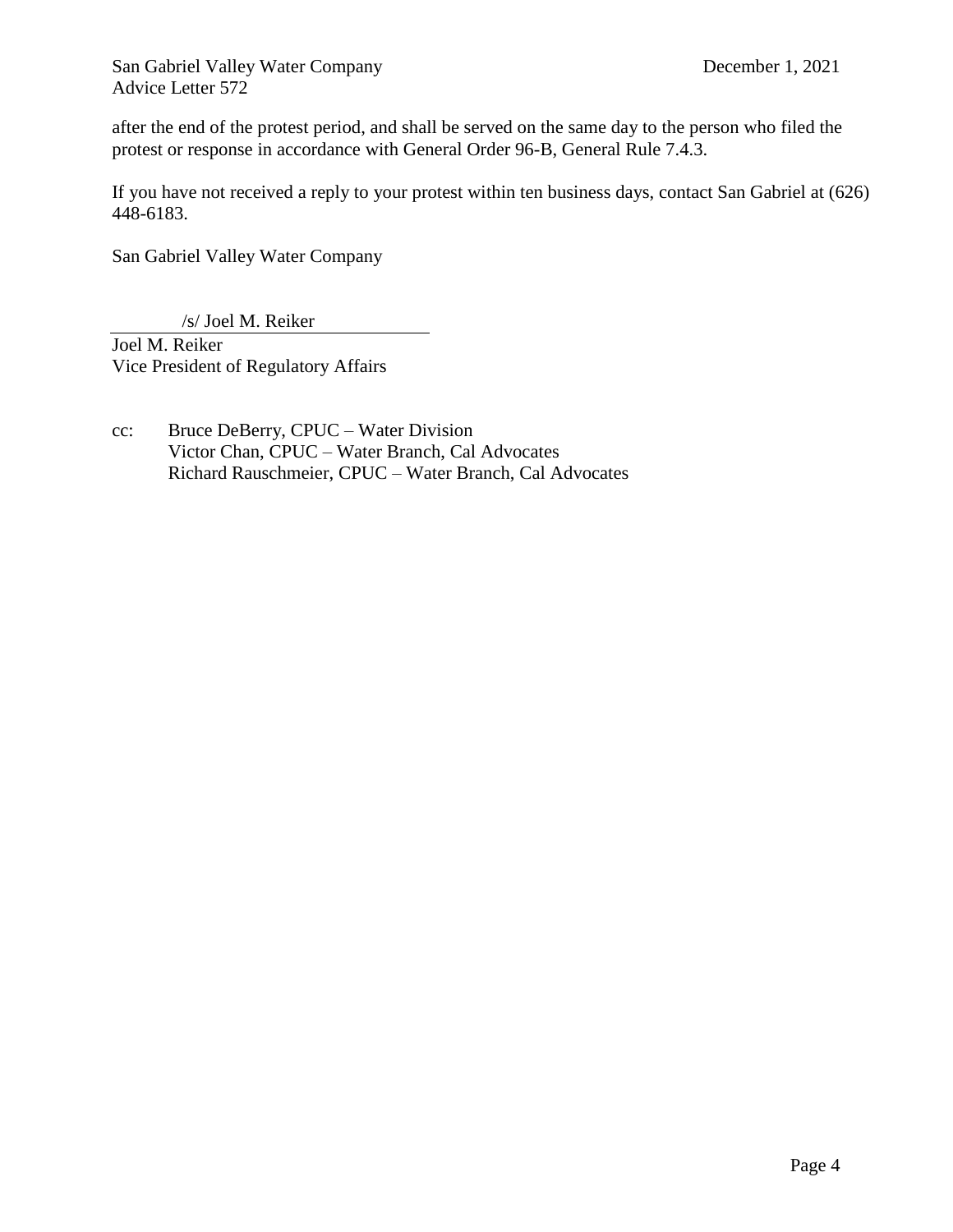after the end of the protest period, and shall be served on the same day to the person who filed the protest or response in accordance with General Order 96-B, General Rule 7.4.3.

If you have not received a reply to your protest within ten business days, contact San Gabriel at (626) 448-6183.

San Gabriel Valley Water Company

/s/ Joel M. Reiker

Joel M. Reiker
Vice President of Regulatory Affairs

cc: Bruce DeBerry, CPUC – Water Division
Victor Chan, CPUC – Water Branch, Cal Advocates
Richard Rauschmeier, CPUC – Water Branch, Cal Advocates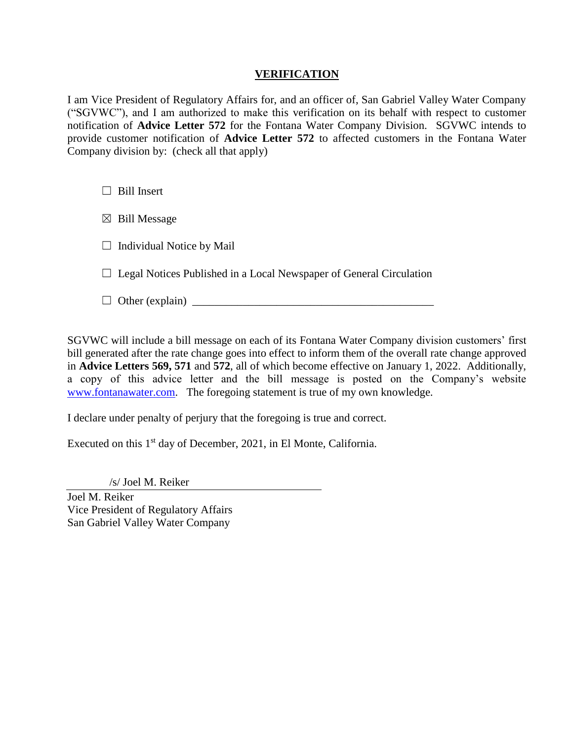## VERIFICATION

I am Vice President of Regulatory Affairs for, and an officer of, San Gabriel Valley Water Company ("SGVWC"), and I am authorized to make this verification on its behalf with respect to customer notification of **Advice Letter 572** for the Fontana Water Company Division. SGVWC intends to provide customer notification of **Advice Letter 572** to affected customers in the Fontana Water Company division by: (check all that apply)

☐ Bill Insert

☒ Bill Message

☐ Individual Notice by Mail

☐ Legal Notices Published in a Local Newspaper of General Circulation

☐ Other (explain) ___________________________________________

SGVWC will include a bill message on each of its Fontana Water Company division customers' first bill generated after the rate change goes into effect to inform them of the overall rate change approved in **Advice Letters 569, 571** and **572**, all of which become effective on January 1, 2022. Additionally, a copy of this advice letter and the bill message is posted on the Company's website [www.fontanawater.com](http://www.fontanawater.com). The foregoing statement is true of my own knowledge.

I declare under penalty of perjury that the foregoing is true and correct.

Executed on this 1st day of December, 2021, in El Monte, California.

/s/ Joel M. Reiker

Joel M. Reiker
Vice President of Regulatory Affairs
San Gabriel Valley Water Company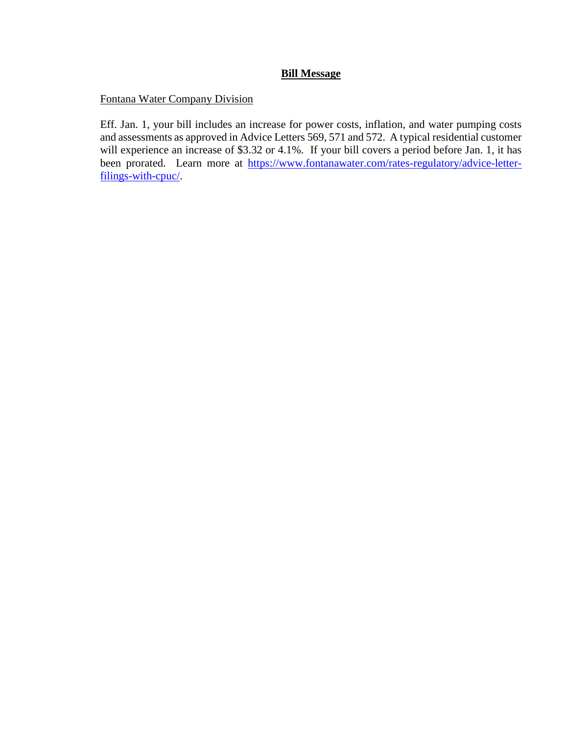**Bill Message**

Fontana Water Company Division

Eff. Jan. 1, your bill includes an increase for power costs, inflation, and water pumping costs and assessments as approved in Advice Letters 569, 571 and 572. A typical residential customer will experience an increase of $3.32 or 4.1%. If your bill covers a period before Jan. 1, it has been prorated. Learn more at [https://www.fontanawater.com/rates-regulatory/advice-letter-filings-with-cpuc/](https://www.fontanawater.com/rates-regulatory/advice-letter-filings-with-cpuc/).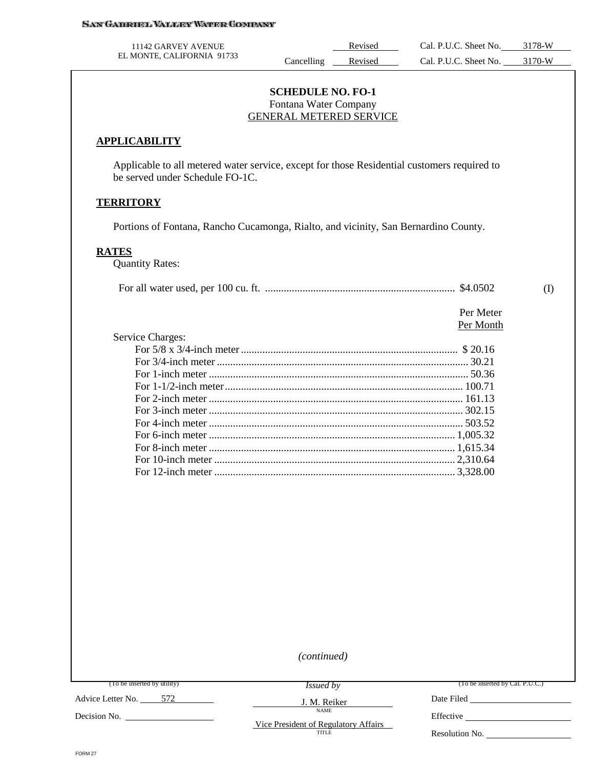SAN GABRIEL VALLEY WATER COMPANY

11142 GARVEY AVENUE
EL MONTE, CALIFORNIA 91733

Revised Cal. P.U.C. Sheet No. 3178-W
Cancelling Revised Cal. P.U.C. Sheet No. 3170-W

## SCHEDULE NO. FO-1
Fontana Water Company
GENERAL METERED SERVICE

### APPLICABILITY

Applicable to all metered water service, except for those Residential customers required to be served under Schedule FO-1C.

### TERRITORY

Portions of Fontana, Rancho Cucamonga, Rialto, and vicinity, San Bernardino County.

### RATES

Quantity Rates:

For all water used, per 100 cu. ft. ...................................................................... $4.0502 (I)

| Service Charges: | Per Meter Per Month |
|---|---|
| For 5/8 x 3/4-inch meter | $ 20.16 |
| For 3/4-inch meter | 30.21 |
| For 1-inch meter | 50.36 |
| For 1-1/2-inch meter | 100.71 |
| For 2-inch meter | 161.13 |
| For 3-inch meter | 302.15 |
| For 4-inch meter | 503.52 |
| For 6-inch meter | 1,005.32 |
| For 8-inch meter | 1,615.34 |
| For 10-inch meter | 2,310.64 |
| For 12-inch meter | 3,328.00 |

*(continued)*

| (To be inserted by utility) | Issued by | (To be inserted by Cal. P.U.C.) |
|---|---|---|
| Advice Letter No. 572 | J. M. Reiker (NAME) | Date Filed |
| Decision No. | Vice President of Regulatory Affairs (TITLE) | Effective |
| | | Resolution No. |

FORM 27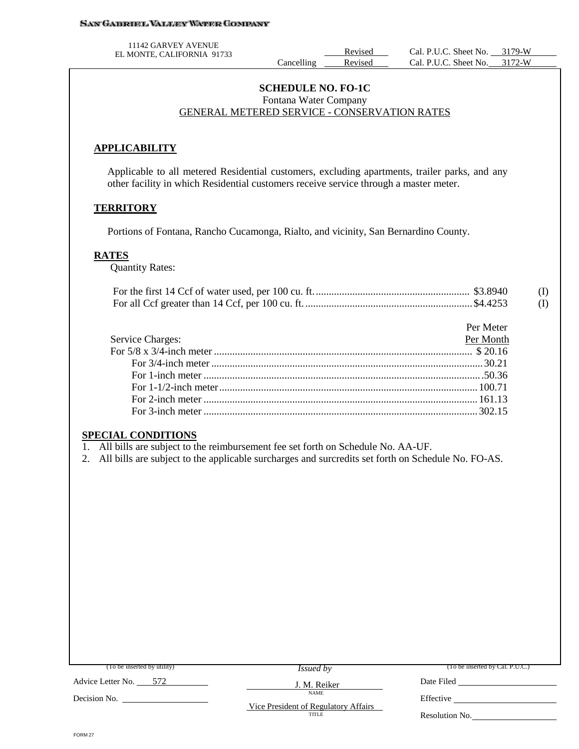SAN GABRIEL VALLEY WATER COMPANY

11142 GARVEY AVENUE
EL MONTE, CALIFORNIA 91733

Revised Cal. P.U.C. Sheet No. 3179-W
Cancelling Revised Cal. P.U.C. Sheet No. 3172-W

## SCHEDULE NO. FO-1C

Fontana Water Company

GENERAL METERED SERVICE - CONSERVATION RATES

### APPLICABILITY

Applicable to all metered Residential customers, excluding apartments, trailer parks, and any other facility in which Residential customers receive service through a master meter.

### TERRITORY

Portions of Fontana, Rancho Cucamonga, Rialto, and vicinity, San Bernardino County.

### RATES

Quantity Rates:

| | | |
|---|---|---|
| For the first 14 Ccf of water used, per 100 cu. ft. | $3.8940 | (I) |
| For all Ccf greater than 14 Ccf, per 100 cu. ft. | $4.4253 | (I) |

| Service Charges: | Per Meter Per Month |
|---|---|
| For 5/8 x 3/4-inch meter | $ 20.16 |
| For 3/4-inch meter | 30.21 |
| For 1-inch meter | 50.36 |
| For 1-1/2-inch meter | 100.71 |
| For 2-inch meter | 161.13 |
| For 3-inch meter | 302.15 |

### SPECIAL CONDITIONS

1. All bills are subject to the reimbursement fee set forth on Schedule No. AA-UF.
2. All bills are subject to the applicable surcharges and surcredits set forth on Schedule No. FO-AS.

(To be inserted by utility)
Advice Letter No. 572
Decision No.

*Issued by*
J. M. Reiker
NAME
Vice President of Regulatory Affairs
TITLE

(To be inserted by Cal. P.U.C.)
Date Filed
Effective
Resolution No.

FORM 27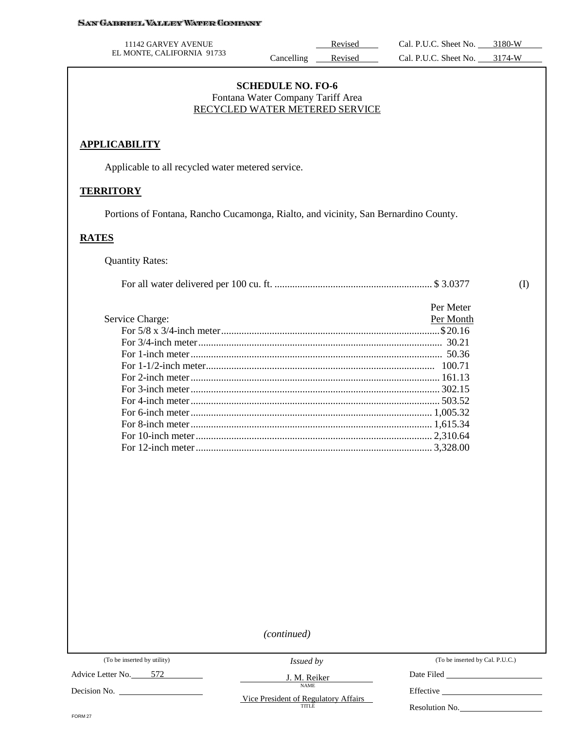SAN GABRIEL VALLEY WATER COMPANY

11142 GARVEY AVENUE
EL MONTE, CALIFORNIA 91733

Revised Cal. P.U.C. Sheet No. 3180-W
Cancelling Revised Cal. P.U.C. Sheet No. 3174-W

## SCHEDULE NO. FO-6
Fontana Water Company Tariff Area
RECYCLED WATER METERED SERVICE

### APPLICABILITY

Applicable to all recycled water metered service.

### TERRITORY

Portions of Fontana, Rancho Cucamonga, Rialto, and vicinity, San Bernardino County.

### RATES

Quantity Rates:

For all water delivered per 100 cu. ft. .............................................................. $ 3.0377 (I)

| Service Charge: | Per Meter Per Month |
|---|---|
| For 5/8 x 3/4-inch meter | $20.16 |
| For 3/4-inch meter | 30.21 |
| For 1-inch meter | 50.36 |
| For 1-1/2-inch meter | 100.71 |
| For 2-inch meter | 161.13 |
| For 3-inch meter | 302.15 |
| For 4-inch meter | 503.52 |
| For 6-inch meter | 1,005.32 |
| For 8-inch meter | 1,615.34 |
| For 10-inch meter | 2,310.64 |
| For 12-inch meter | 3,328.00 |

*(continued)*

| (To be inserted by utility) | Issued by | (To be inserted by Cal. P.U.C.) |
|---|---|---|
| Advice Letter No. 572 | J. M. Reiker (NAME) | Date Filed |
| Decision No. | Vice President of Regulatory Affairs (TITLE) | Effective |
| | | Resolution No. |

FORM 27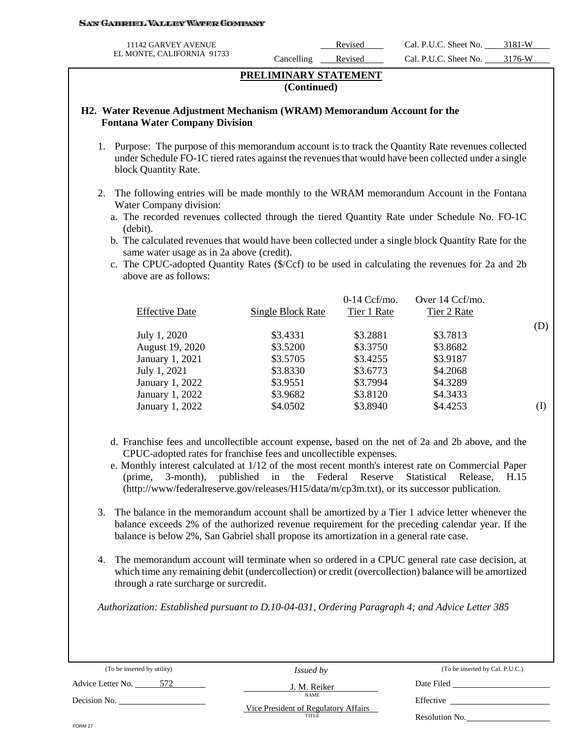SAN GABRIEL VALLEY WATER COMPANY

11142 GARVEY AVENUE
EL MONTE, CALIFORNIA 91733

Revised Cal. P.U.C. Sheet No. 3181-W
Cancelling Revised Cal. P.U.C. Sheet No. 3176-W

## PRELIMINARY STATEMENT
**(Continued)**

### H2. Water Revenue Adjustment Mechanism (WRAM) Memorandum Account for the Fontana Water Company Division

1. Purpose: The purpose of this memorandum account is to track the Quantity Rate revenues collected under Schedule FO-1C tiered rates against the revenues that would have been collected under a single block Quantity Rate.

2. The following entries will be made monthly to the WRAM memorandum Account in the Fontana Water Company division:
   a. The recorded revenues collected through the tiered Quantity Rate under Schedule No. FO-1C (debit).
   b. The calculated revenues that would have been collected under a single block Quantity Rate for the same water usage as in 2a above (credit).
   c. The CPUC-adopted Quantity Rates ($/Ccf) to be used in calculating the revenues for 2a and 2b above are as follows:

| Effective Date | Single Block Rate | 0-14 Ccf/mo. Tier 1 Rate | Over 14 Ccf/mo. Tier 2 Rate | |
|---|---|---|---|---|
| | | | | (D) |
| July 1, 2020 | $3.4331 | $3.2881 | $3.7813 | |
| August 19, 2020 | $3.5200 | $3.3750 | $3.8682 | |
| January 1, 2021 | $3.5705 | $3.4255 | $3.9187 | |
| July 1, 2021 | $3.8330 | $3.6773 | $4.2068 | |
| January 1, 2022 | $3.9551 | $3.7994 | $4.3289 | |
| January 1, 2022 | $3.9682 | $3.8120 | $4.3433 | |
| January 1, 2022 | $4.0502 | $3.8940 | $4.4253 | (I) |

   d. Franchise fees and uncollectible account expense, based on the net of 2a and 2b above, and the CPUC-adopted rates for franchise fees and uncollectible expenses.
   e. Monthly interest calculated at 1/12 of the most recent month's interest rate on Commercial Paper (prime, 3-month), published in the Federal Reserve Statistical Release, H.15 (http://www/federalreserve.gov/releases/H15/data/m/cp3m.txt), or its successor publication.

3. The balance in the memorandum account shall be amortized by a Tier 1 advice letter whenever the balance exceeds 2% of the authorized revenue requirement for the preceding calendar year. If the balance is below 2%, San Gabriel shall propose its amortization in a general rate case.

4. The memorandum account will terminate when so ordered in a CPUC general rate case decision, at which time any remaining debit (undercollection) or credit (overcollection) balance will be amortized through a rate surcharge or surcredit.

*Authorization: Established pursuant to D.10-04-031, Ordering Paragraph 4; and Advice Letter 385*

| (To be inserted by utility) | *Issued by* | (To be inserted by Cal. P.U.C.) |
|---|---|---|
| Advice Letter No. 572 | J. M. Reiker (NAME) | Date Filed |
| Decision No. | Vice President of Regulatory Affairs (TITLE) | Effective |
| | | Resolution No. |

FORM 27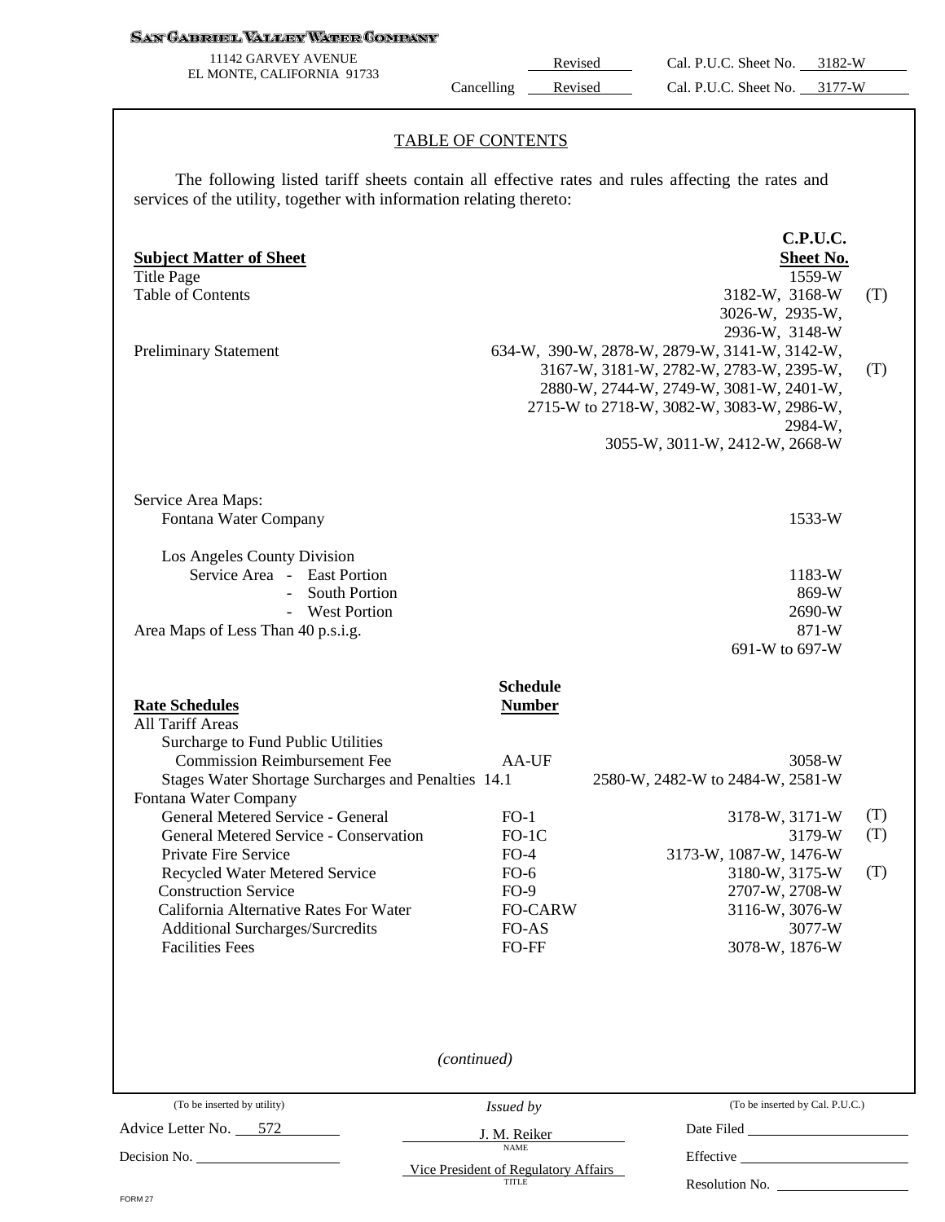**SAN GABRIEL VALLEY WATER COMPANY**

11142 GARVEY AVENUE
EL MONTE, CALIFORNIA 91733

Revised Cal. P.U.C. Sheet No. 3182-W
Cancelling Revised Cal. P.U.C. Sheet No. 3177-W

## TABLE OF CONTENTS

The following listed tariff sheets contain all effective rates and rules affecting the rates and services of the utility, together with information relating thereto:

| **Subject Matter of Sheet** | | **C.P.U.C. Sheet No.** | |
|---|---|---|---|
| Title Page | | 1559-W | |
| Table of Contents | | 3182-W, 3168-W, 3026-W, 2935-W, 2936-W, 3148-W | (T) |
| Preliminary Statement | | 634-W, 390-W, 2878-W, 2879-W, 3141-W, 3142-W, 3167-W, 3181-W, 2782-W, 2783-W, 2395-W, 2880-W, 2744-W, 2749-W, 3081-W, 2401-W, 2715-W to 2718-W, 3082-W, 3083-W, 2986-W, 2984-W, 3055-W, 3011-W, 2412-W, 2668-W | (T) |
| Service Area Maps: | | | |
| Fontana Water Company | | 1533-W | |
| Los Angeles County Division | | | |
| Service Area - East Portion | | 1183-W | |
| - South Portion | | 869-W | |
| - West Portion | | 2690-W | |
| Area Maps of Less Than 40 p.s.i.g. | | 871-W, 691-W to 697-W | |
| **Rate Schedules** | **Schedule Number** | | |
| All Tariff Areas | | | |
| Surcharge to Fund Public Utilities Commission Reimbursement Fee | AA-UF | 3058-W | |
| Stages Water Shortage Surcharges and Penalties | 14.1 | 2580-W, 2482-W to 2484-W, 2581-W | |
| Fontana Water Company | | | |
| General Metered Service - General | FO-1 | 3178-W, 3171-W | (T) |
| General Metered Service - Conservation | FO-1C | 3179-W | (T) |
| Private Fire Service | FO-4 | 3173-W, 1087-W, 1476-W | |
| Recycled Water Metered Service | FO-6 | 3180-W, 3175-W | (T) |
| Construction Service | FO-9 | 2707-W, 2708-W | |
| California Alternative Rates For Water | FO-CARW | 3116-W, 3076-W | |
| Additional Surcharges/Surcredits | FO-AS | 3077-W | |
| Facilities Fees | FO-FF | 3078-W, 1876-W | |

*(continued)*

| (To be inserted by utility) | *Issued by* | (To be inserted by Cal. P.U.C.) |
|---|---|---|
| Advice Letter No. 572 | J. M. Reiker (NAME) | Date Filed |
| Decision No. | Vice President of Regulatory Affairs (TITLE) | Effective |
| | | Resolution No. |

FORM 27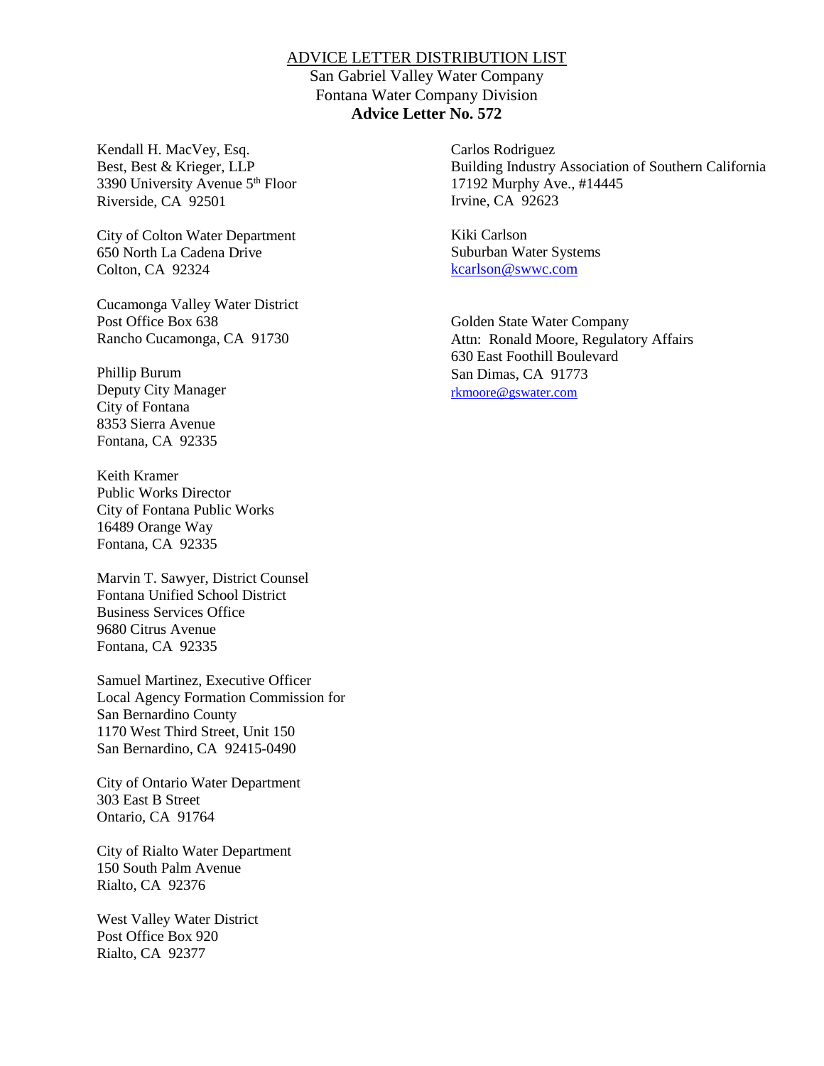ADVICE LETTER DISTRIBUTION LIST

San Gabriel Valley Water Company

Fontana Water Company Division

**Advice Letter No. 572**

Kendall H. MacVey, Esq.
Best, Best & Krieger, LLP
3390 University Avenue 5th Floor
Riverside, CA 92501

City of Colton Water Department
650 North La Cadena Drive
Colton, CA 92324

Cucamonga Valley Water District
Post Office Box 638
Rancho Cucamonga, CA 91730

Phillip Burum
Deputy City Manager
City of Fontana
8353 Sierra Avenue
Fontana, CA 92335

Keith Kramer
Public Works Director
City of Fontana Public Works
16489 Orange Way
Fontana, CA 92335

Marvin T. Sawyer, District Counsel
Fontana Unified School District
Business Services Office
9680 Citrus Avenue
Fontana, CA 92335

Samuel Martinez, Executive Officer
Local Agency Formation Commission for
San Bernardino County
1170 West Third Street, Unit 150
San Bernardino, CA 92415-0490

City of Ontario Water Department
303 East B Street
Ontario, CA 91764

City of Rialto Water Department
150 South Palm Avenue
Rialto, CA 92376

West Valley Water District
Post Office Box 920
Rialto, CA 92377

Carlos Rodriguez
Building Industry Association of Southern California
17192 Murphy Ave., #14445
Irvine, CA 92623

Kiki Carlson
Suburban Water Systems
kcarlson@swwc.com

Golden State Water Company
Attn: Ronald Moore, Regulatory Affairs
630 East Foothill Boulevard
San Dimas, CA 91773
rkmoore@gswater.com